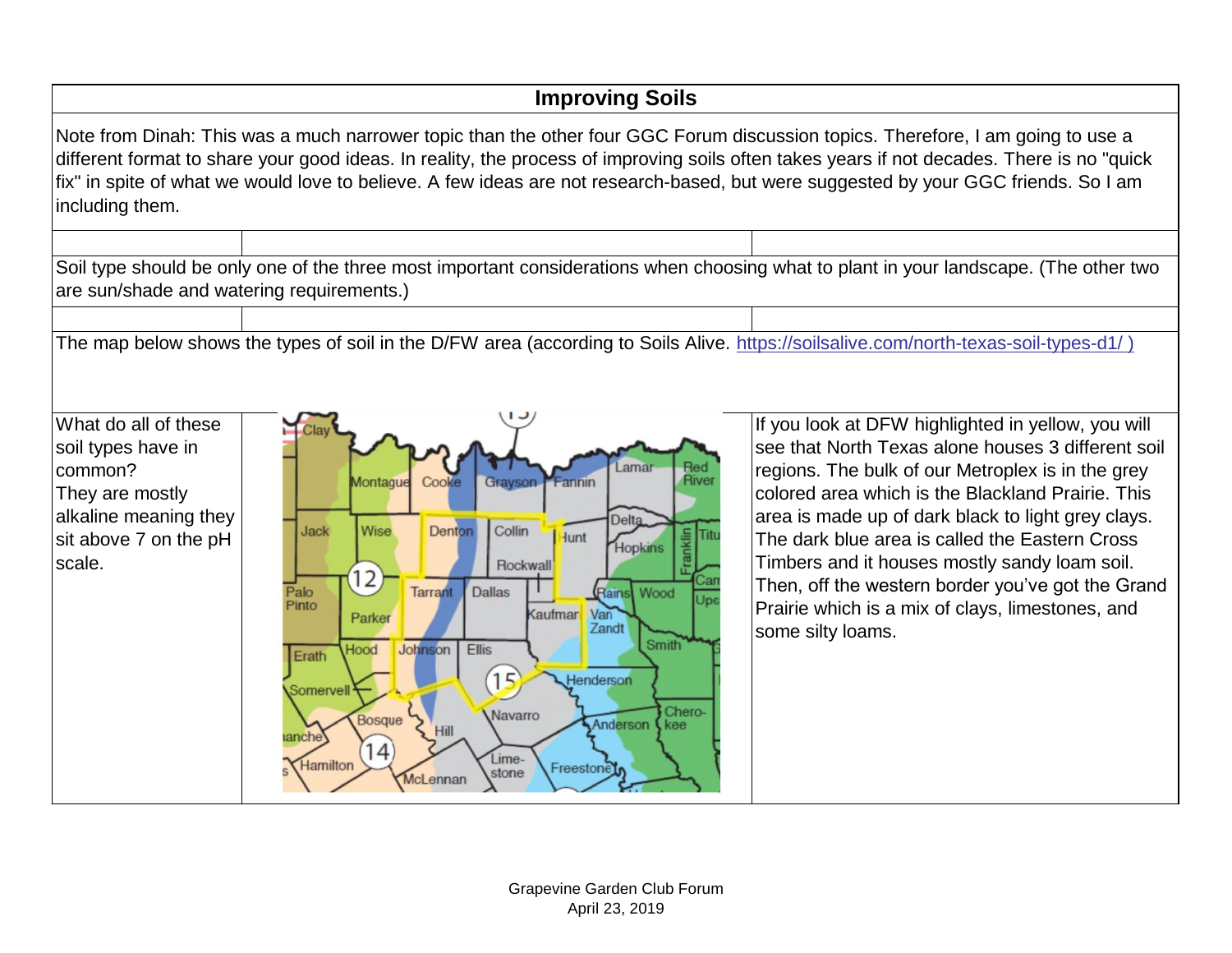# Improving Soils

Note from Dinah: This was a much narrower topic than the other four GGC Forum discussion topics. Therefore, I am going to use a different format to share your good ideas. In reality, the process of improving soils often takes years if not decades. There is no "quick fix" in spite of what we would love to believe. A few ideas are not research-based, but were suggested by your GGC friends. So I am including them.

Soil type should be only one of the three most important considerations when choosing what to plant in your landscape. (The other two are sun/shade and watering requirements.)

The map below shows the types of soil in the D/FW area (according to Soils Alive. https://soilsalive.com/north-texas-soil-types-d1/ )

| | | |
|---|---|---|
| What do all of these soil types have in common?<br>They are mostly alkaline meaning they sit above 7 on the pH scale. | | If you look at DFW highlighted in yellow, you will see that North Texas alone houses 3 different soil regions. The bulk of our Metroplex is in the grey colored area which is the Blackland Prairie. This area is made up of dark black to light grey clays. The dark blue area is called the Eastern Cross Timbers and it houses mostly sandy loam soil. Then, off the western border you've got the Grand Prairie which is a mix of clays, limestones, and some silty loams. |

Grapevine Garden Club Forum
April 23, 2019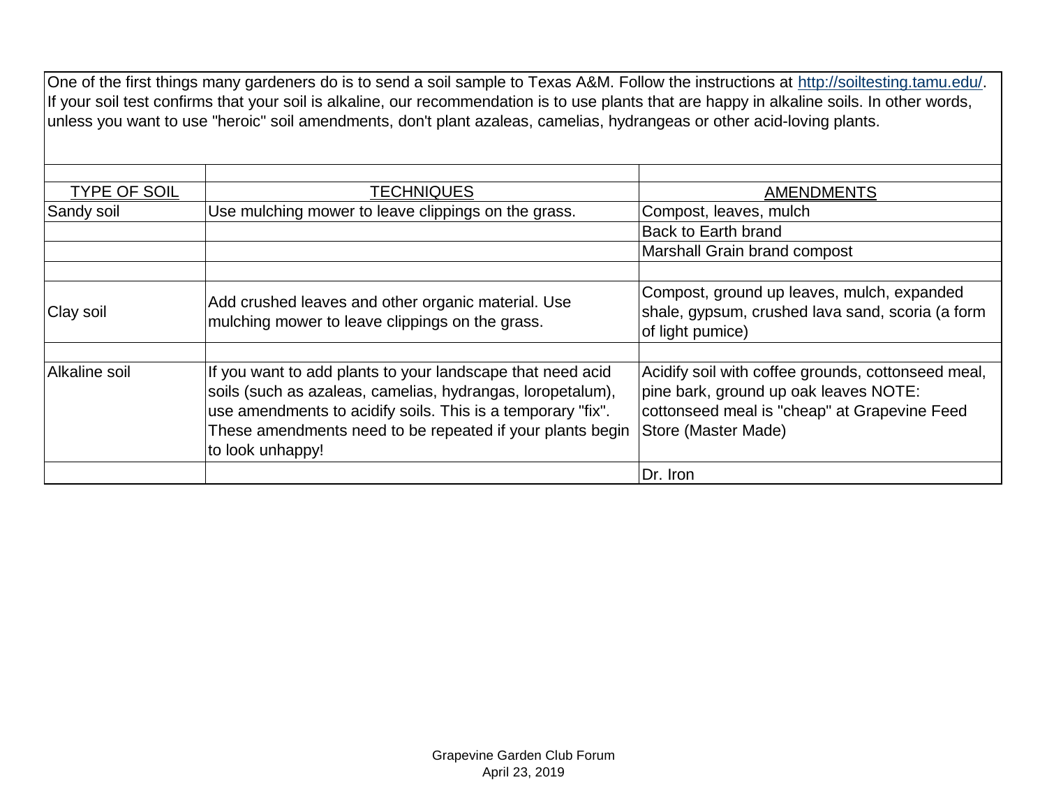One of the first things many gardeners do is to send a soil sample to Texas A&M. Follow the instructions at http://soiltesting.tamu.edu/. If your soil test confirms that your soil is alkaline, our recommendation is to use plants that are happy in alkaline soils. In other words, unless you want to use "heroic" soil amendments, don't plant azaleas, camelias, hydrangeas or other acid-loving plants.

| TYPE OF SOIL | TECHNIQUES | AMENDMENTS |
|---|---|---|
| Sandy soil | Use mulching mower to leave clippings on the grass. | Compost, leaves, mulch |
| | | Back to Earth brand |
| | | Marshall Grain brand compost |
| | | |
| Clay soil | Add crushed leaves and other organic material. Use mulching mower to leave clippings on the grass. | Compost, ground up leaves, mulch, expanded shale, gypsum, crushed lava sand, scoria (a form of light pumice) |
| | | |
| Alkaline soil | If you want to add plants to your landscape that need acid soils (such as azaleas, camelias, hydrangas, loropetalum), use amendments to acidify soils. This is a temporary "fix". These amendments need to be repeated if your plants begin to look unhappy! | Acidify soil with coffee grounds, cottonseed meal, pine bark, ground up oak leaves NOTE: cottonseed meal is "cheap" at Grapevine Feed Store (Master Made) |
| | | Dr. Iron |

Grapevine Garden Club Forum
April 23, 2019